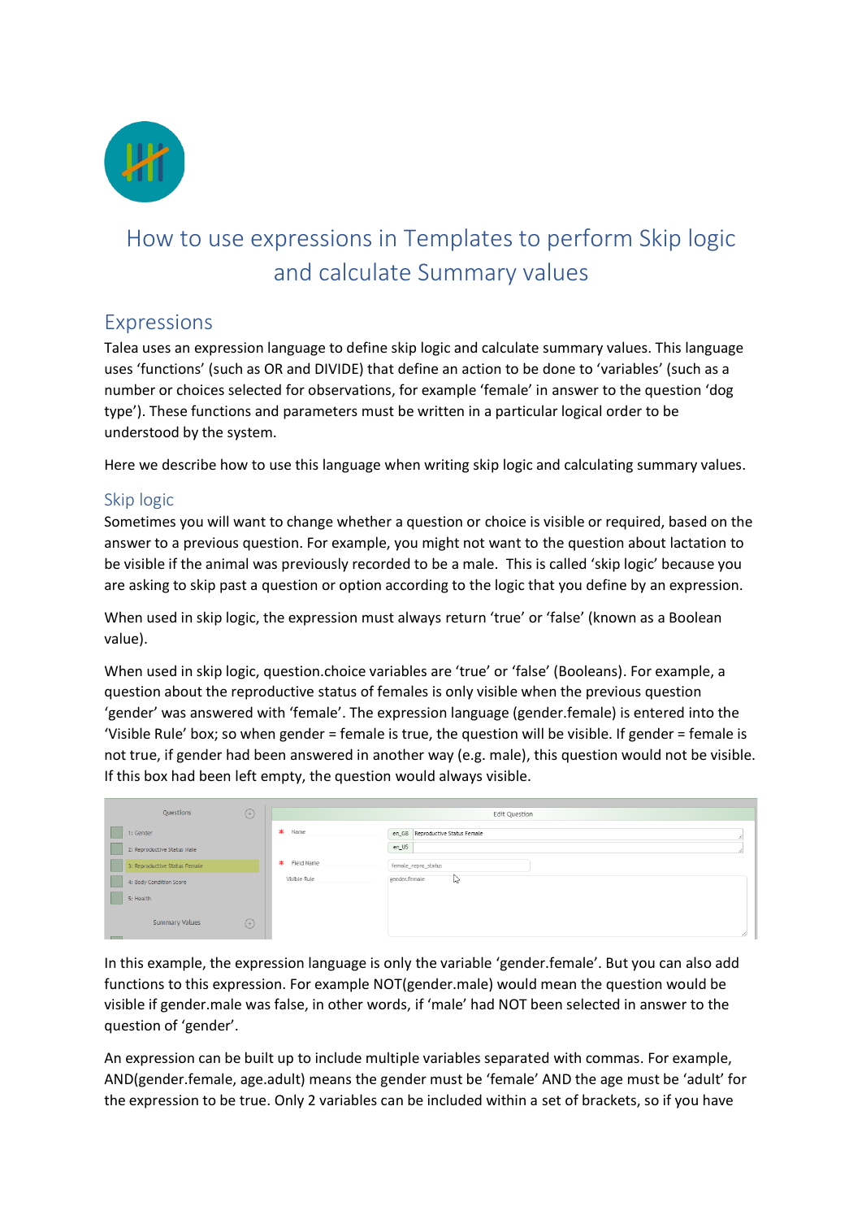# How to use expressions in Templates to perform Skip logic and calculate Summary values

## Expressions

Talea uses an expression language to define skip logic and calculate summary values. This language uses 'functions' (such as OR and DIVIDE) that define an action to be done to 'variables' (such as a number or choices selected for observations, for example 'female' in answer to the question 'dog type'). These functions and parameters must be written in a particular logical order to be understood by the system.

Here we describe how to use this language when writing skip logic and calculating summary values.

### Skip logic

Sometimes you will want to change whether a question or choice is visible or required, based on the answer to a previous question. For example, you might not want to the question about lactation to be visible if the animal was previously recorded to be a male. This is called 'skip logic' because you are asking to skip past a question or option according to the logic that you define by an expression.

When used in skip logic, the expression must always return 'true' or 'false' (known as a Boolean value).

When used in skip logic, question.choice variables are 'true' or 'false' (Booleans). For example, a question about the reproductive status of females is only visible when the previous question 'gender' was answered with 'female'. The expression language (gender.female) is entered into the 'Visible Rule' box; so when gender = female is true, the question will be visible. If gender = female is not true, if gender had been answered in another way (e.g. male), this question would not be visible. If this box had been left empty, the question would always visible.

In this example, the expression language is only the variable 'gender.female'. But you can also add functions to this expression. For example NOT(gender.male) would mean the question would be visible if gender.male was false, in other words, if 'male' had NOT been selected in answer to the question of 'gender'.

An expression can be built up to include multiple variables separated with commas. For example, AND(gender.female, age.adult) means the gender must be 'female' AND the age must be 'adult' for the expression to be true. Only 2 variables can be included within a set of brackets, so if you have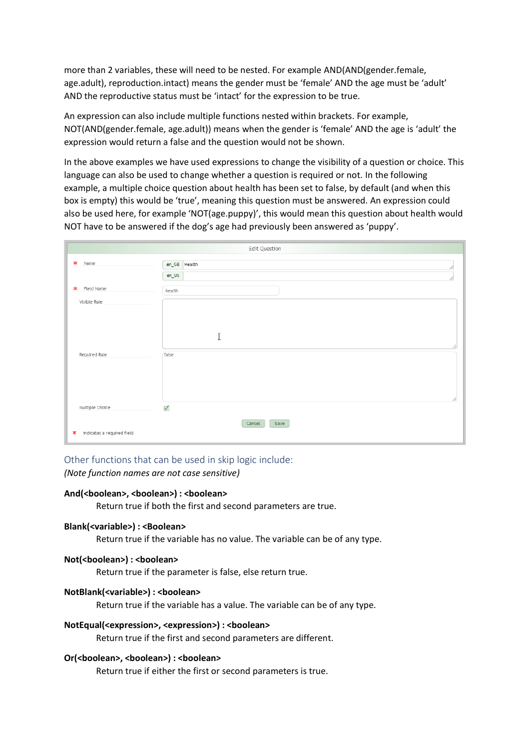more than 2 variables, these will need to be nested. For example AND(AND(gender.female, age.adult), reproduction.intact) means the gender must be 'female' AND the age must be 'adult' AND the reproductive status must be 'intact' for the expression to be true.

An expression can also include multiple functions nested within brackets. For example, NOT(AND(gender.female, age.adult)) means when the gender is 'female' AND the age is 'adult' the expression would return a false and the question would not be shown.

In the above examples we have used expressions to change the visibility of a question or choice. This language can also be used to change whether a question is required or not. In the following example, a multiple choice question about health has been set to false, by default (and when this box is empty) this would be 'true', meaning this question must be answered. An expression could also be used here, for example 'NOT(age.puppy)', this would mean this question about health would NOT have to be answered if the dog's age had previously been answered as 'puppy'.

Edit Question

| | |
|---|---|
| * Name | en_GB Health |
| | en_US |
| * Field Name | health |
| Visible Rule | |
| Required Rule | false |
| Multiple Choice | ☑ |

Cancel Save

* indicates a required field

## Other functions that can be used in skip logic include:

*(Note function names are not case sensitive)*

**And(<boolean>, <boolean>) : <boolean>**
Return true if both the first and second parameters are true.

**Blank(<variable>) : <Boolean>**
Return true if the variable has no value. The variable can be of any type.

**Not(<boolean>) : <boolean>**
Return true if the parameter is false, else return true.

**NotBlank(<variable>) : <boolean>**
Return true if the variable has a value. The variable can be of any type.

**NotEqual(<expression>, <expression>) : <boolean>**
Return true if the first and second parameters are different.

**Or(<boolean>, <boolean>) : <boolean>**
Return true if either the first or second parameters is true.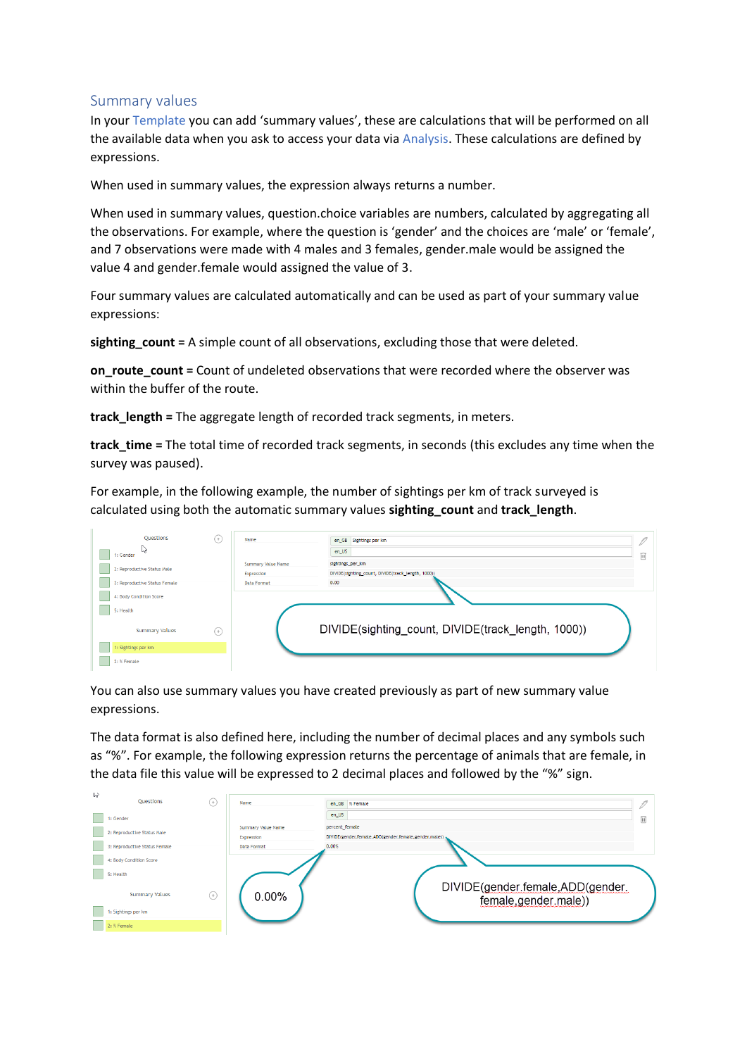## Summary values

In your Template you can add 'summary values', these are calculations that will be performed on all the available data when you ask to access your data via Analysis. These calculations are defined by expressions.

When used in summary values, the expression always returns a number.

When used in summary values, question.choice variables are numbers, calculated by aggregating all the observations. For example, where the question is 'gender' and the choices are 'male' or 'female', and 7 observations were made with 4 males and 3 females, gender.male would be assigned the value 4 and gender.female would assigned the value of 3.

Four summary values are calculated automatically and can be used as part of your summary value expressions:

**sighting_count =** A simple count of all observations, excluding those that were deleted.

**on_route_count =** Count of undeleted observations that were recorded where the observer was within the buffer of the route.

**track_length =** The aggregate length of recorded track segments, in meters.

**track_time =** The total time of recorded track segments, in seconds (this excludes any time when the survey was paused).

For example, in the following example, the number of sightings per km of track surveyed is calculated using both the automatic summary values **sighting_count** and **track_length**.

DIVIDE(sighting_count, DIVIDE(track_length, 1000))

You can also use summary values you have created previously as part of new summary value expressions.

The data format is also defined here, including the number of decimal places and any symbols such as "%". For example, the following expression returns the percentage of animals that are female, in the data file this value will be expressed to 2 decimal places and followed by the "%" sign.

0.00%

DIVIDE(gender.female,ADD(gender.female,gender.male))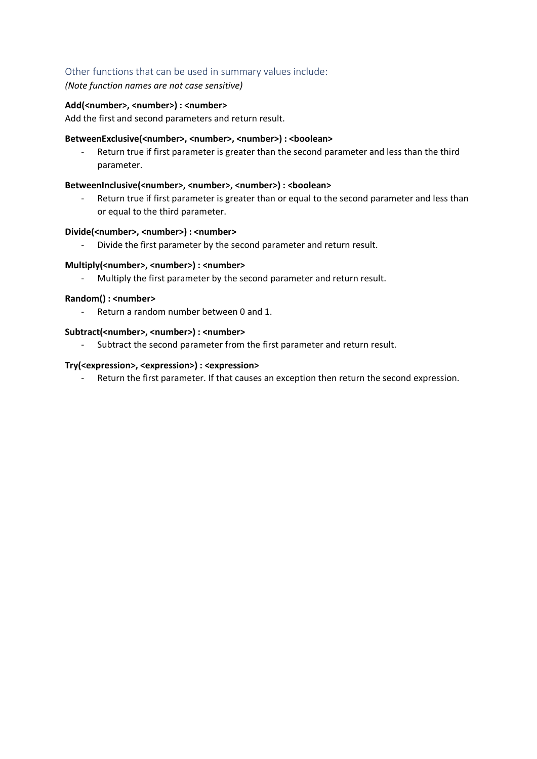### Other functions that can be used in summary values include:

*(Note function names are not case sensitive)*

**Add(<number>, <number>) : <number>**

Add the first and second parameters and return result.

**BetweenExclusive(<number>, <number>, <number>) : <boolean>**

- Return true if first parameter is greater than the second parameter and less than the third parameter.

**BetweenInclusive(<number>, <number>, <number>) : <boolean>**

- Return true if first parameter is greater than or equal to the second parameter and less than or equal to the third parameter.

**Divide(<number>, <number>) : <number>**

- Divide the first parameter by the second parameter and return result.

**Multiply(<number>, <number>) : <number>**

- Multiply the first parameter by the second parameter and return result.

**Random() : <number>**

- Return a random number between 0 and 1.

**Subtract(<number>, <number>) : <number>**

- Subtract the second parameter from the first parameter and return result.

**Try(<expression>, <expression>) : <expression>**

- Return the first parameter. If that causes an exception then return the second expression.